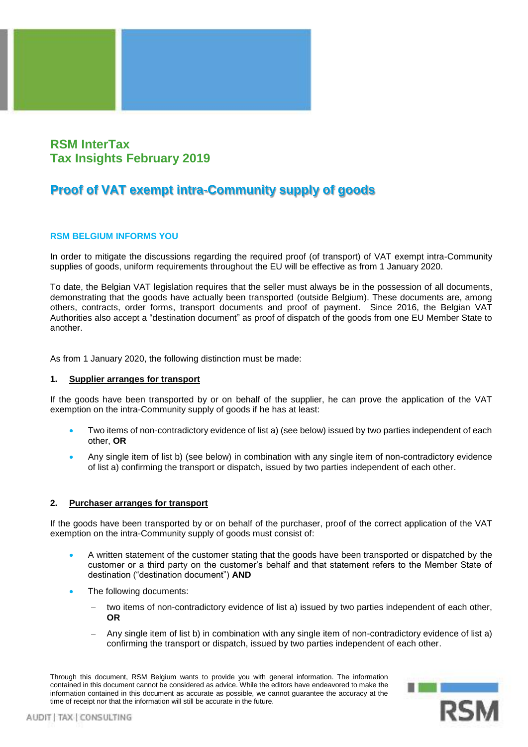# RSM InterTax
# Tax Insights February 2019

## Proof of VAT exempt intra-Community supply of goods

### RSM BELGIUM INFORMS YOU

In order to mitigate the discussions regarding the required proof (of transport) of VAT exempt intra-Community supplies of goods, uniform requirements throughout the EU will be effective as from 1 January 2020.

To date, the Belgian VAT legislation requires that the seller must always be in the possession of all documents, demonstrating that the goods have actually been transported (outside Belgium). These documents are, among others, contracts, order forms, transport documents and proof of payment. Since 2016, the Belgian VAT Authorities also accept a "destination document" as proof of dispatch of the goods from one EU Member State to another.

As from 1 January 2020, the following distinction must be made:

**1. <u>Supplier arranges for transport</u>**

If the goods have been transported by or on behalf of the supplier, he can prove the application of the VAT exemption on the intra-Community supply of goods if he has at least:

- Two items of non-contradictory evidence of list a) (see below) issued by two parties independent of each other, **OR**
- Any single item of list b) (see below) in combination with any single item of non-contradictory evidence of list a) confirming the transport or dispatch, issued by two parties independent of each other.

**2. <u>Purchaser arranges for transport</u>**

If the goods have been transported by or on behalf of the purchaser, proof of the correct application of the VAT exemption on the intra-Community supply of goods must consist of:

- A written statement of the customer stating that the goods have been transported or dispatched by the customer or a third party on the customer's behalf and that statement refers to the Member State of destination ("destination document") **AND**
- The following documents:
  - two items of non-contradictory evidence of list a) issued by two parties independent of each other, **OR**
  - Any single item of list b) in combination with any single item of non-contradictory evidence of list a) confirming the transport or dispatch, issued by two parties independent of each other.

Through this document, RSM Belgium wants to provide you with general information. The information contained in this document cannot be considered as advice. While the editors have endeavored to make the information contained in this document as accurate as possible, we cannot guarantee the accuracy at the time of receipt nor that the information will still be accurate in the future.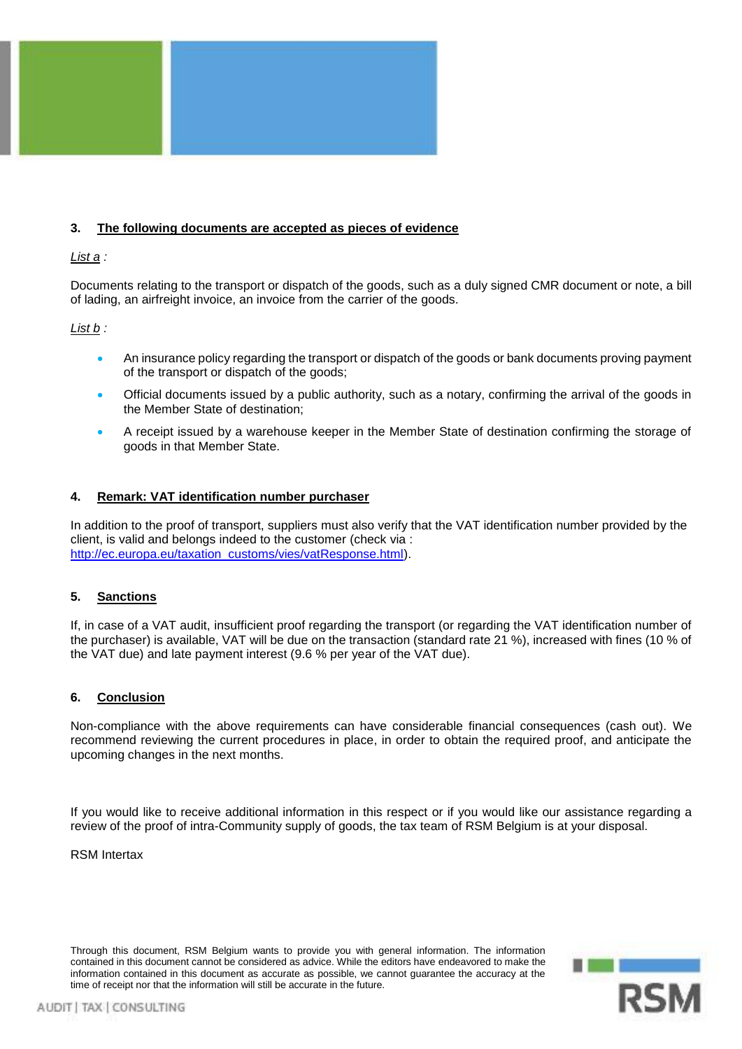## 3. The following documents are accepted as pieces of evidence

*List a* :

Documents relating to the transport or dispatch of the goods, such as a duly signed CMR document or note, a bill of lading, an airfreight invoice, an invoice from the carrier of the goods.

*List b* :

- An insurance policy regarding the transport or dispatch of the goods or bank documents proving payment of the transport or dispatch of the goods;
- Official documents issued by a public authority, such as a notary, confirming the arrival of the goods in the Member State of destination;
- A receipt issued by a warehouse keeper in the Member State of destination confirming the storage of goods in that Member State.

## 4. Remark: VAT identification number purchaser

In addition to the proof of transport, suppliers must also verify that the VAT identification number provided by the client, is valid and belongs indeed to the customer (check via : http://ec.europa.eu/taxation_customs/vies/vatResponse.html).

## 5. Sanctions

If, in case of a VAT audit, insufficient proof regarding the transport (or regarding the VAT identification number of the purchaser) is available, VAT will be due on the transaction (standard rate 21 %), increased with fines (10 % of the VAT due) and late payment interest (9.6 % per year of the VAT due).

## 6. Conclusion

Non-compliance with the above requirements can have considerable financial consequences (cash out). We recommend reviewing the current procedures in place, in order to obtain the required proof, and anticipate the upcoming changes in the next months.

If you would like to receive additional information in this respect or if you would like our assistance regarding a review of the proof of intra-Community supply of goods, the tax team of RSM Belgium is at your disposal.

RSM Intertax

Through this document, RSM Belgium wants to provide you with general information. The information contained in this document cannot be considered as advice. While the editors have endeavored to make the information contained in this document as accurate as possible, we cannot guarantee the accuracy at the time of receipt nor that the information will still be accurate in the future.